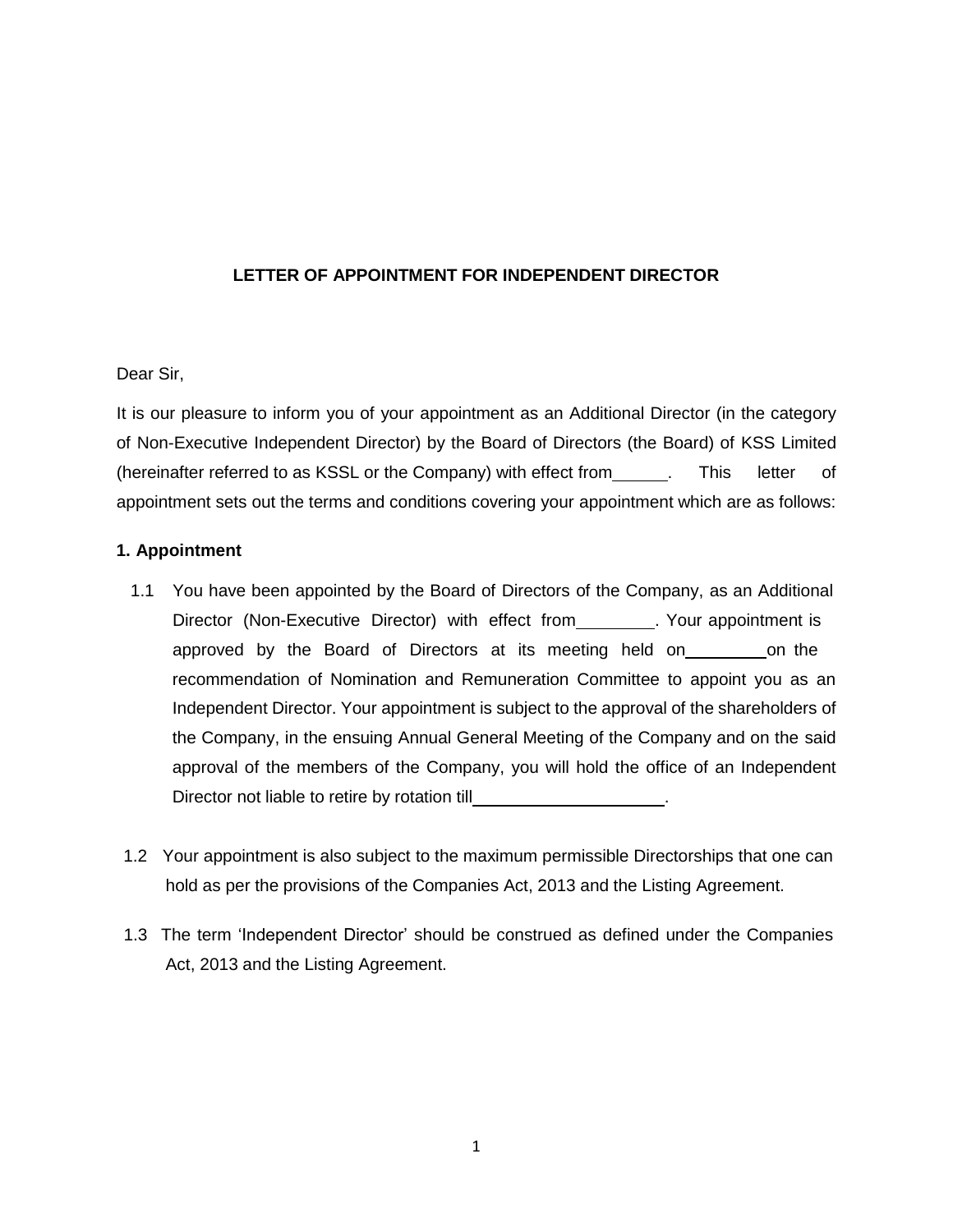# LETTER OF APPOINTMENT FOR INDEPENDENT DIRECTOR

Dear Sir,

It is our pleasure to inform you of your appointment as an Additional Director (in the category of Non-Executive Independent Director) by the Board of Directors (the Board) of KSS Limited (hereinafter referred to as KSSL or the Company) with effect from______. This letter of appointment sets out the terms and conditions covering your appointment which are as follows:

**1. Appointment**

1.1 You have been appointed by the Board of Directors of the Company, as an Additional Director (Non-Executive Director) with effect from________. Your appointment is approved by the Board of Directors at its meeting held on________on the recommendation of Nomination and Remuneration Committee to appoint you as an Independent Director. Your appointment is subject to the approval of the shareholders of the Company, in the ensuing Annual General Meeting of the Company and on the said approval of the members of the Company, you will hold the office of an Independent Director not liable to retire by rotation till____________________.

1.2 Your appointment is also subject to the maximum permissible Directorships that one can hold as per the provisions of the Companies Act, 2013 and the Listing Agreement.

1.3 The term 'Independent Director' should be construed as defined under the Companies Act, 2013 and the Listing Agreement.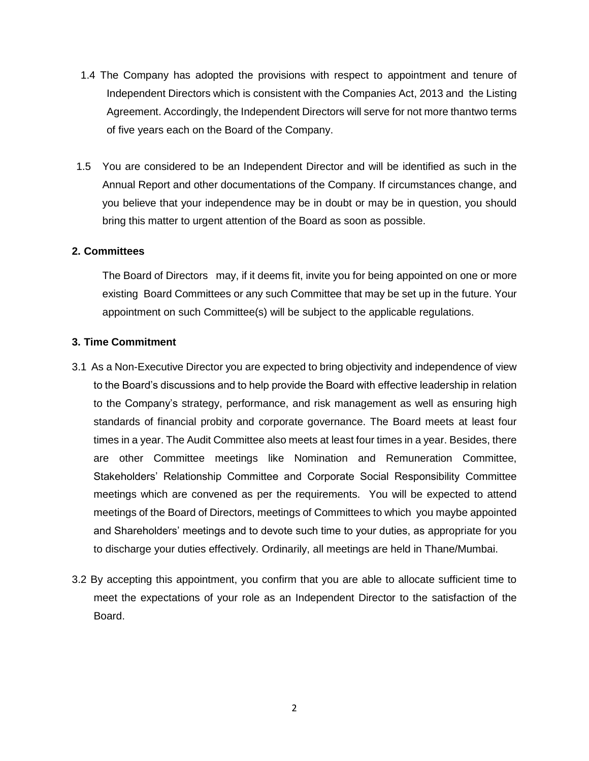1.4 The Company has adopted the provisions with respect to appointment and tenure of Independent Directors which is consistent with the Companies Act, 2013 and the Listing Agreement. Accordingly, the Independent Directors will serve for not more thantwo terms of five years each on the Board of the Company.

1.5 You are considered to be an Independent Director and will be identified as such in the Annual Report and other documentations of the Company. If circumstances change, and you believe that your independence may be in doubt or may be in question, you should bring this matter to urgent attention of the Board as soon as possible.

**2. Committees**

The Board of Directors may, if it deems fit, invite you for being appointed on one or more existing Board Committees or any such Committee that may be set up in the future. Your appointment on such Committee(s) will be subject to the applicable regulations.

**3. Time Commitment**

3.1 As a Non-Executive Director you are expected to bring objectivity and independence of view to the Board's discussions and to help provide the Board with effective leadership in relation to the Company's strategy, performance, and risk management as well as ensuring high standards of financial probity and corporate governance. The Board meets at least four times in a year. The Audit Committee also meets at least four times in a year. Besides, there are other Committee meetings like Nomination and Remuneration Committee, Stakeholders' Relationship Committee and Corporate Social Responsibility Committee meetings which are convened as per the requirements. You will be expected to attend meetings of the Board of Directors, meetings of Committees to which you maybe appointed and Shareholders' meetings and to devote such time to your duties, as appropriate for you to discharge your duties effectively. Ordinarily, all meetings are held in Thane/Mumbai.

3.2 By accepting this appointment, you confirm that you are able to allocate sufficient time to meet the expectations of your role as an Independent Director to the satisfaction of the Board.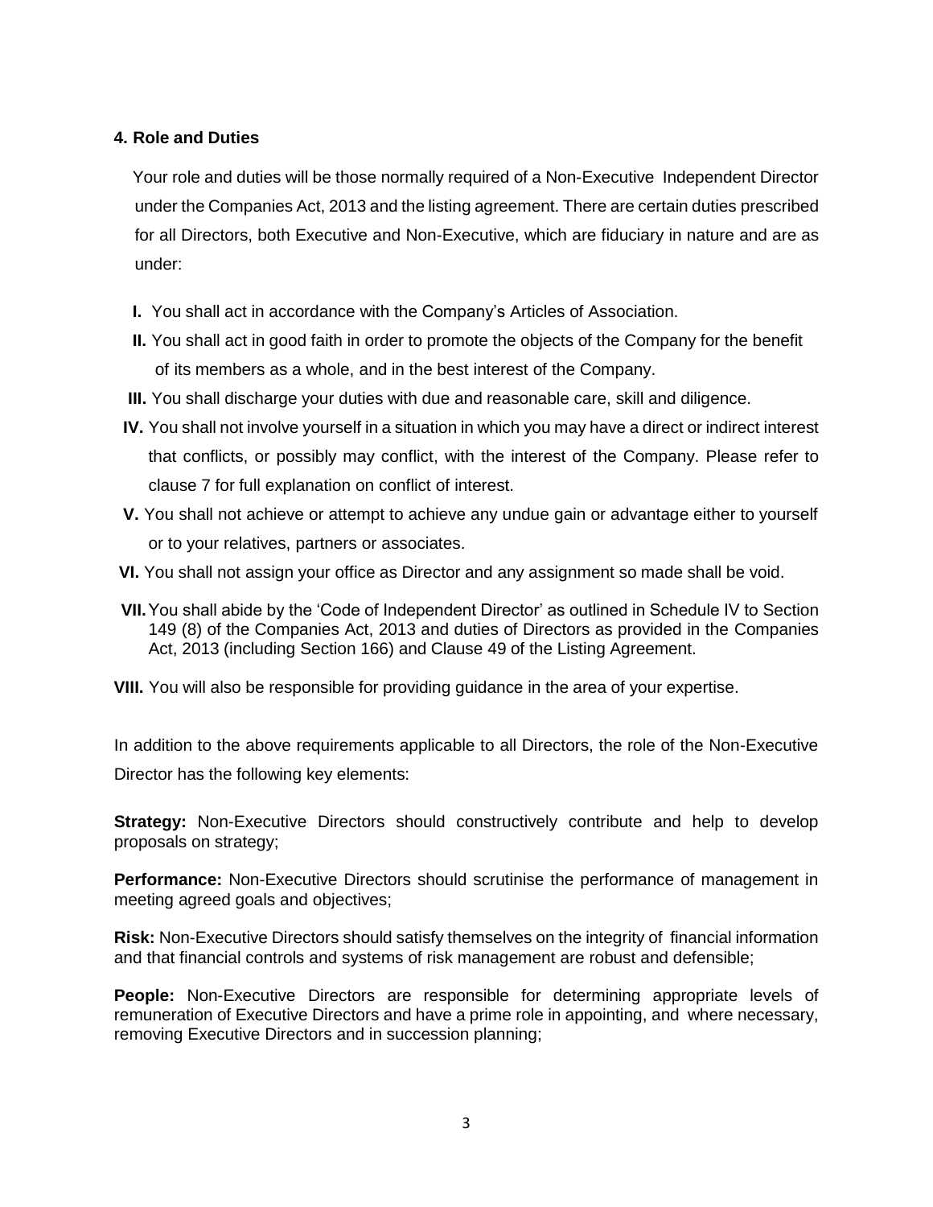#### 4. Role and Duties

Your role and duties will be those normally required of a Non-Executive Independent Director under the Companies Act, 2013 and the listing agreement. There are certain duties prescribed for all Directors, both Executive and Non-Executive, which are fiduciary in nature and are as under:

- **I.** You shall act in accordance with the Company's Articles of Association.
- **II.** You shall act in good faith in order to promote the objects of the Company for the benefit of its members as a whole, and in the best interest of the Company.
- **III.** You shall discharge your duties with due and reasonable care, skill and diligence.
- **IV.** You shall not involve yourself in a situation in which you may have a direct or indirect interest that conflicts, or possibly may conflict, with the interest of the Company. Please refer to clause 7 for full explanation on conflict of interest.
- **V.** You shall not achieve or attempt to achieve any undue gain or advantage either to yourself or to your relatives, partners or associates.
- **VI.** You shall not assign your office as Director and any assignment so made shall be void.
- **VII.** You shall abide by the 'Code of Independent Director' as outlined in Schedule IV to Section 149 (8) of the Companies Act, 2013 and duties of Directors as provided in the Companies Act, 2013 (including Section 166) and Clause 49 of the Listing Agreement.
- **VIII.** You will also be responsible for providing guidance in the area of your expertise.

In addition to the above requirements applicable to all Directors, the role of the Non-Executive Director has the following key elements:

**Strategy:** Non-Executive Directors should constructively contribute and help to develop proposals on strategy;

**Performance:** Non-Executive Directors should scrutinise the performance of management in meeting agreed goals and objectives;

**Risk:** Non-Executive Directors should satisfy themselves on the integrity of financial information and that financial controls and systems of risk management are robust and defensible;

**People:** Non-Executive Directors are responsible for determining appropriate levels of remuneration of Executive Directors and have a prime role in appointing, and where necessary, removing Executive Directors and in succession planning;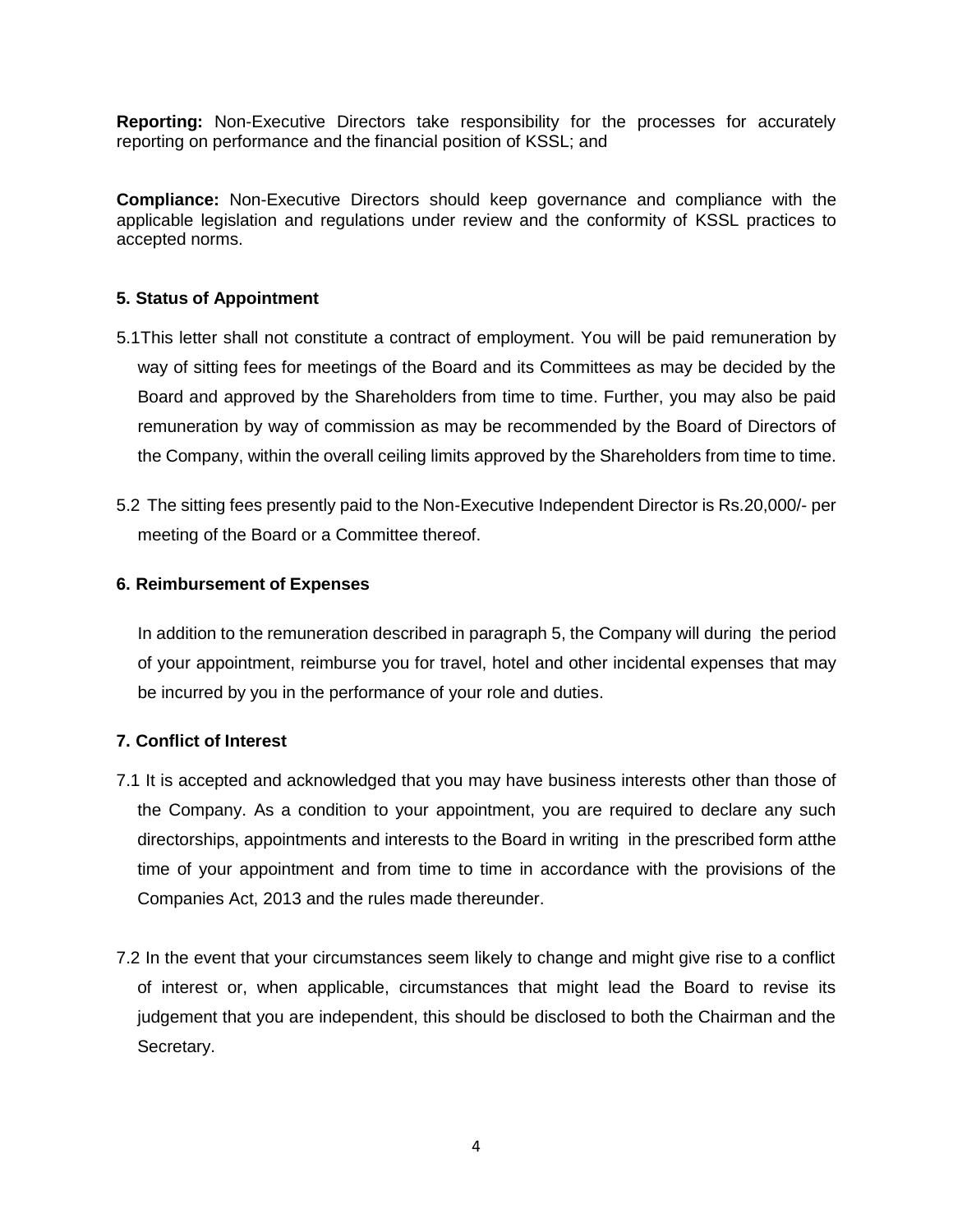**Reporting:** Non-Executive Directors take responsibility for the processes for accurately reporting on performance and the financial position of KSSL; and

**Compliance:** Non-Executive Directors should keep governance and compliance with the applicable legislation and regulations under review and the conformity of KSSL practices to accepted norms.

### 5. Status of Appointment

5.1This letter shall not constitute a contract of employment. You will be paid remuneration by way of sitting fees for meetings of the Board and its Committees as may be decided by the Board and approved by the Shareholders from time to time. Further, you may also be paid remuneration by way of commission as may be recommended by the Board of Directors of the Company, within the overall ceiling limits approved by the Shareholders from time to time.

5.2 The sitting fees presently paid to the Non-Executive Independent Director is Rs.20,000/- per meeting of the Board or a Committee thereof.

### 6. Reimbursement of Expenses

In addition to the remuneration described in paragraph 5, the Company will during the period of your appointment, reimburse you for travel, hotel and other incidental expenses that may be incurred by you in the performance of your role and duties.

### 7. Conflict of Interest

7.1 It is accepted and acknowledged that you may have business interests other than those of the Company. As a condition to your appointment, you are required to declare any such directorships, appointments and interests to the Board in writing in the prescribed form atthe time of your appointment and from time to time in accordance with the provisions of the Companies Act, 2013 and the rules made thereunder.

7.2 In the event that your circumstances seem likely to change and might give rise to a conflict of interest or, when applicable, circumstances that might lead the Board to revise its judgement that you are independent, this should be disclosed to both the Chairman and the Secretary.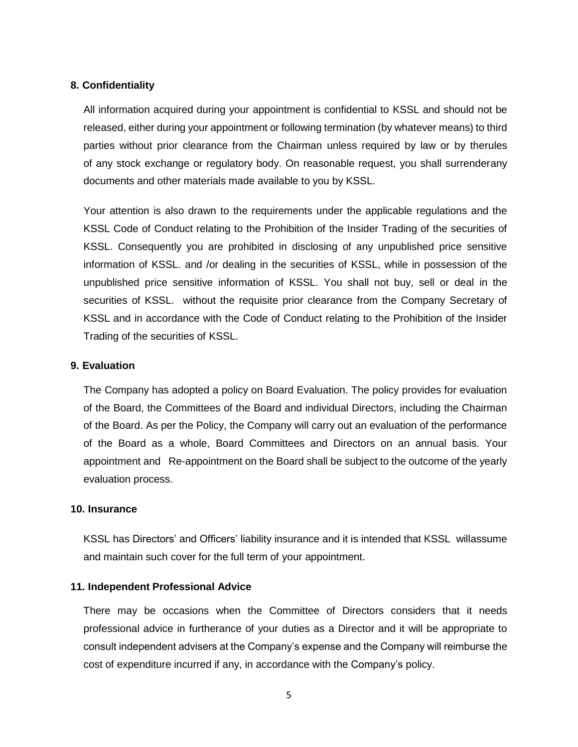### 8. Confidentiality

All information acquired during your appointment is confidential to KSSL and should not be released, either during your appointment or following termination (by whatever means) to third parties without prior clearance from the Chairman unless required by law or by therules of any stock exchange or regulatory body. On reasonable request, you shall surrenderany documents and other materials made available to you by KSSL.

Your attention is also drawn to the requirements under the applicable regulations and the KSSL Code of Conduct relating to the Prohibition of the Insider Trading of the securities of KSSL. Consequently you are prohibited in disclosing of any unpublished price sensitive information of KSSL. and /or dealing in the securities of KSSL, while in possession of the unpublished price sensitive information of KSSL. You shall not buy, sell or deal in the securities of KSSL. without the requisite prior clearance from the Company Secretary of KSSL and in accordance with the Code of Conduct relating to the Prohibition of the Insider Trading of the securities of KSSL.

### 9. Evaluation

The Company has adopted a policy on Board Evaluation. The policy provides for evaluation of the Board, the Committees of the Board and individual Directors, including the Chairman of the Board. As per the Policy, the Company will carry out an evaluation of the performance of the Board as a whole, Board Committees and Directors on an annual basis. Your appointment and Re-appointment on the Board shall be subject to the outcome of the yearly evaluation process.

### 10. Insurance

KSSL has Directors' and Officers' liability insurance and it is intended that KSSL willassume and maintain such cover for the full term of your appointment.

### 11. Independent Professional Advice

There may be occasions when the Committee of Directors considers that it needs professional advice in furtherance of your duties as a Director and it will be appropriate to consult independent advisers at the Company's expense and the Company will reimburse the cost of expenditure incurred if any, in accordance with the Company's policy.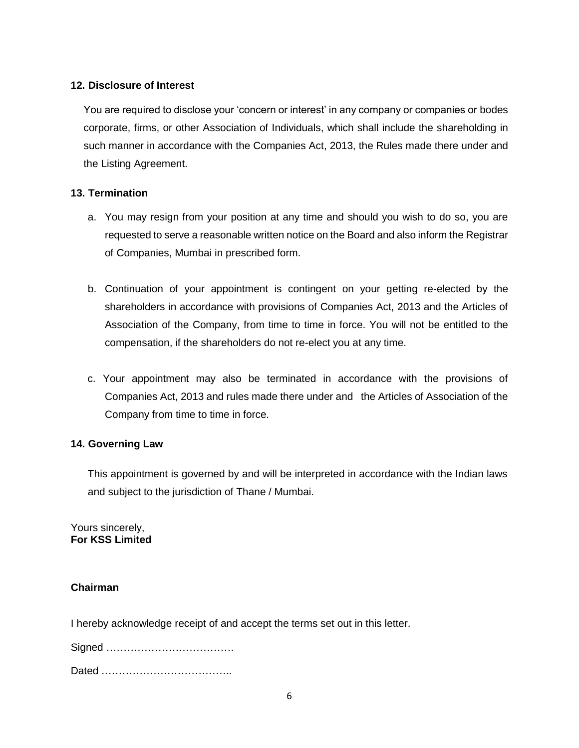**12. Disclosure of Interest**

You are required to disclose your 'concern or interest' in any company or companies or bodes corporate, firms, or other Association of Individuals, which shall include the shareholding in such manner in accordance with the Companies Act, 2013, the Rules made there under and the Listing Agreement.

**13. Termination**

a. You may resign from your position at any time and should you wish to do so, you are requested to serve a reasonable written notice on the Board and also inform the Registrar of Companies, Mumbai in prescribed form.

b. Continuation of your appointment is contingent on your getting re-elected by the shareholders in accordance with provisions of Companies Act, 2013 and the Articles of Association of the Company, from time to time in force. You will not be entitled to the compensation, if the shareholders do not re-elect you at any time.

c. Your appointment may also be terminated in accordance with the provisions of Companies Act, 2013 and rules made there under and the Articles of Association of the Company from time to time in force.

**14. Governing Law**

This appointment is governed by and will be interpreted in accordance with the Indian laws and subject to the jurisdiction of Thane / Mumbai.

Yours sincerely,
**For KSS Limited**

**Chairman**

I hereby acknowledge receipt of and accept the terms set out in this letter.

Signed ………………………………

Dated ………………………………..